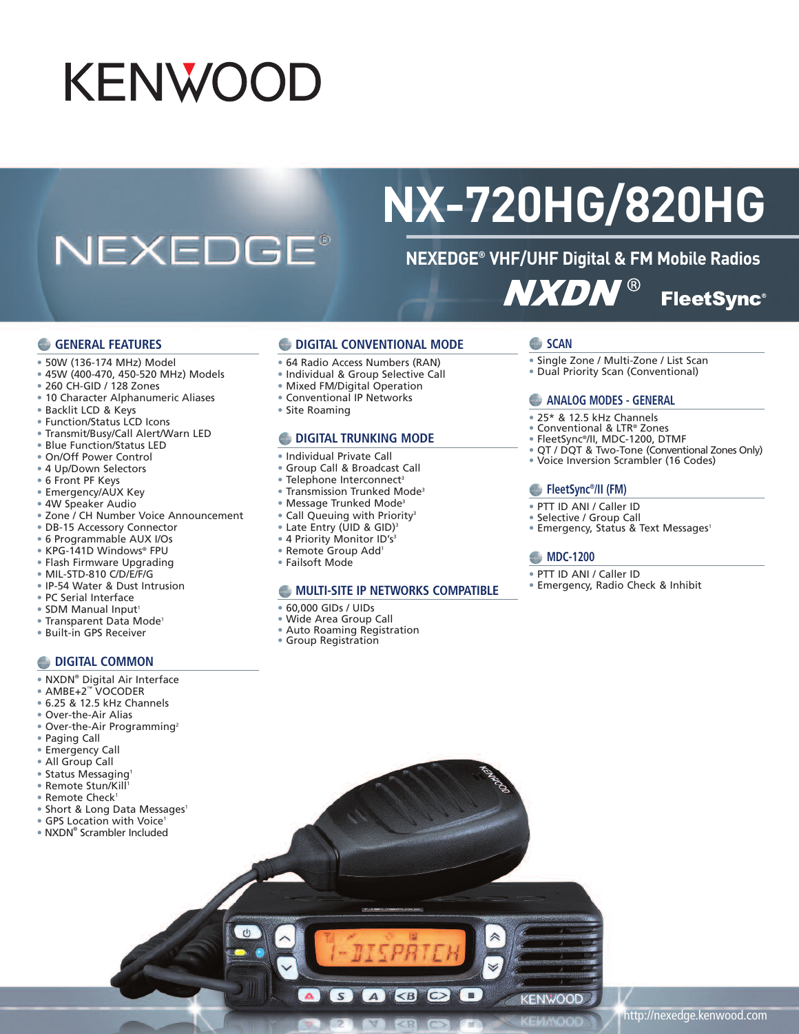# KENWOOD

NEXEDGE®

# NX-720HG/820HG

## NEXEDGE® VHF/UHF Digital & FM Mobile Radios

NXDN® FleetSync®

### GENERAL FEATURES

- 50W (136-174 MHz) Model
- 45W (400-470, 450-520 MHz) Models
- 260 CH-GID / 128 Zones
- 10 Character Alphanumeric Aliases
- Backlit LCD & Keys
- Function/Status LCD Icons
- Transmit/Busy/Call Alert/Warn LED
- Blue Function/Status LED
- On/Off Power Control
- 4 Up/Down Selectors
- 6 Front PF Keys
- Emergency/AUX Key
- 4W Speaker Audio
- Zone / CH Number Voice Announcement
- DB-15 Accessory Connector
- 6 Programmable AUX I/Os
- KPG-141D Windows® FPU
- Flash Firmware Upgrading
- MIL-STD-810 C/D/E/F/G
- IP-54 Water & Dust Intrusion
- PC Serial Interface
- SDM Manual Input[1]
- Transparent Data Mode[1]
- Built-in GPS Receiver

### DIGITAL COMMON

- NXDN® Digital Air Interface
- AMBE+2™ VOCODER
- 6.25 & 12.5 kHz Channels
- Over-the-Air Alias
- Over-the-Air Programming[2]
- Paging Call
- Emergency Call
- All Group Call
- Status Messaging[1]
- Remote Stun/Kill[1]
- Remote Check[1]
- Short & Long Data Messages[1]
- GPS Location with Voice[1]
- NXDN® Scrambler Included

### DIGITAL CONVENTIONAL MODE

- 64 Radio Access Numbers (RAN)
- Individual & Group Selective Call
- Mixed FM/Digital Operation
- Conventional IP Networks
- Site Roaming

### DIGITAL TRUNKING MODE

- Individual Private Call
- Group Call & Broadcast Call
- Telephone Interconnect[3]
- Transmission Trunked Mode[3]
- Message Trunked Mode[3]
- Call Queuing with Priority[3]
- Late Entry (UID & GID)[3]
- 4 Priority Monitor ID's[3]
- Remote Group Add[1]
- Failsoft Mode

### MULTI-SITE IP NETWORKS COMPATIBLE

- 60,000 GIDs / UIDs
- Wide Area Group Call
- Auto Roaming Registration
- Group Registration

### SCAN

- Single Zone / Multi-Zone / List Scan
- Dual Priority Scan (Conventional)

### ANALOG MODES - GENERAL

- 25* & 12.5 kHz Channels
- Conventional & LTR® Zones
- FleetSync®/II, MDC-1200, DTMF
- QT / DQT & Two-Tone (Conventional Zones Only)
- Voice Inversion Scrambler (16 Codes)

### FleetSync®/II (FM)

- PTT ID ANI / Caller ID
- Selective / Group Call
- Emergency, Status & Text Messages[1]

### MDC-1200

- PTT ID ANI / Caller ID
- Emergency, Radio Check & Inhibit

http://nexedge.kenwood.com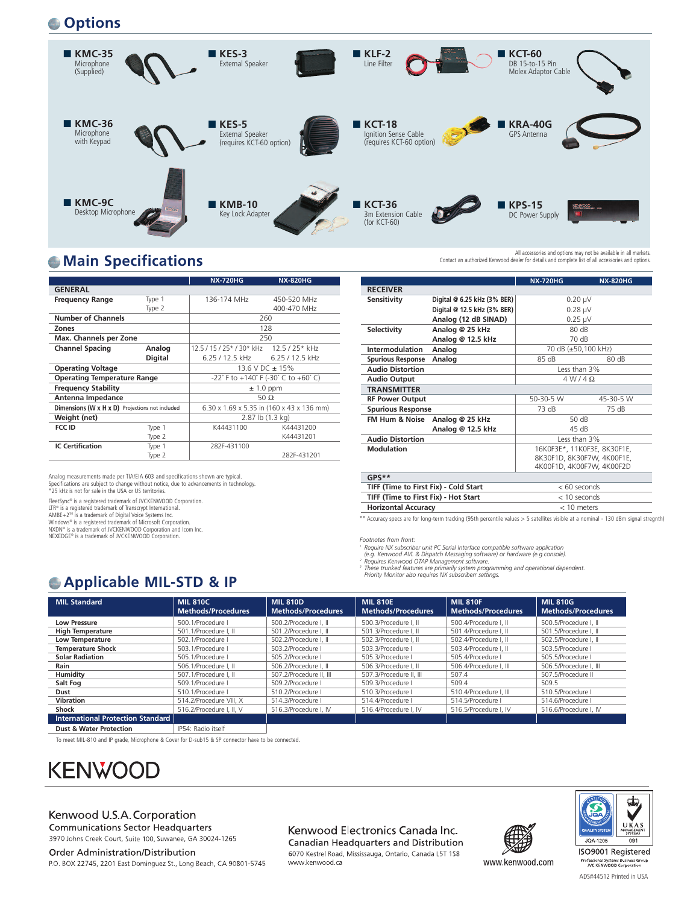## Options

- **KMC-35** Microphone (Supplied)
- **KES-3** External Speaker
- **KLF-2** Line Filter
- **KCT-60** DB 15-to-15 Pin Molex Adaptor Cable
- **KMC-36** Microphone with Keypad
- **KES-5** External Speaker (requires KCT-60 option)
- **KCT-18** Ignition Sense Cable (requires KCT-60 option)
- **KRA-40G** GPS Antenna
- **KMC-9C** Desktop Microphone
- **KMB-10** Key Lock Adapter
- **KCT-36** 3m Extension Cable (for KCT-60)
- **KPS-15** DC Power Supply

All accessories and options may not be available in all markets.
Contact an authorized Kenwood dealer for details and complete list of all accessories and options.

## Main Specifications

| | | NX-720HG | NX-820HG |
|---|---|---|---|
| **GENERAL** | | | |
| **Frequency Range** | Type 1 | 136-174 MHz | 450-520 MHz |
| | Type 2 | | 400-470 MHz |
| **Number of Channels** | | 260 | |
| **Zones** | | 128 | |
| **Max. Channels per Zone** | | 250 | |
| **Channel Spacing** | Analog | 12.5 / 15 / 25* / 30* kHz | 12.5 / 25* kHz |
| | Digital | 6.25 / 12.5 kHz | 6.25 / 12.5 kHz |
| **Operating Voltage** | | 13.6 V DC ± 15% | |
| **Operating Temperature Range** | | -22˚ F to +140˚ F (-30˚ C to +60˚ C) | |
| **Frequency Stability** | | ± 1.0 ppm | |
| **Antenna Impedance** | | 50 Ω | |
| **Dimensions (W x H x D)** Projections not included | | 6.30 x 1.69 x 5.35 in (160 x 43 x 136 mm) | |
| **Weight (net)** | | 2.87 lb (1.3 kg) | |
| **FCC ID** | Type 1 | K44431100 | K44431200 |
| | Type 2 | | K44431201 |
| **IC Certification** | Type 1 | 282F-431100 | |
| | Type 2 | | 282F-431201 |

Analog measurements made per TIA/EIA 603 and specifications shown are typical.
Specifications are subject to change without notice, due to advancements in technology.
*25 kHz is not for sale in the USA or US territories.

FleetSync® is a registered trademark of JVCKENWOOD Corporation.
LTR® is a registered trademark of Transcrypt International.
AMBE+2™ is a trademark of Digital Voice Systems Inc.
Windows® is a registered trademark of Microsoft Corporation.
NXDN® is a trademark of JVCKENWOOD Corporation and Icom Inc.
NEXEDGE® is a trademark of JVCKENWOOD Corporation.

| | | NX-720HG | NX-820HG |
|---|---|---|---|
| **RECEIVER** | | | |
| **Sensitivity** | Digital @ 6.25 kHz (3% BER) | 0.20 µV | |
| | Digital @ 12.5 kHz (3% BER) | 0.28 µV | |
| | Analog (12 dB SINAD) | 0.25 µV | |
| **Selectivity** | Analog @ 25 kHz | 80 dB | |
| | Analog @ 12.5 kHz | 70 dB | |
| **Intermodulation** | Analog | 70 dB (±50,100 kHz) | |
| **Spurious Response** | Analog | 85 dB | 80 dB |
| **Audio Distortion** | | Less than 3% | |
| **Audio Output** | | 4 W / 4 Ω | |
| **TRANSMITTER** | | | |
| **RF Power Output** | | 50-30-5 W | 45-30-5 W |
| **Spurious Response** | | 73 dB | 75 dB |
| **FM Hum & Noise** | Analog @ 25 kHz | 50 dB | |
| | Analog @ 12.5 kHz | 45 dB | |
| **Audio Distortion** | | Less than 3% | |
| **Modulation** | | 16K0F3E*, 11K0F3E, 8K30F1E, 8K30F1D, 8K30F7W, 4K00F1E, 4K00F1D, 4K00F7W, 4K00F2D | |
| **GPS**** | | | |
| **TIFF (Time to First Fix) - Cold Start** | | < 60 seconds | |
| **TIFF (Time to First Fix) - Hot Start** | | < 10 seconds | |
| **Horizontal Accuracy** | | < 10 meters | |

** Accuracy specs are for long-term tracking (95th percentile values > 5 satellites visible at a nominal - 130 dBm signal stregnth)

*Footnotes from front:*
*[1] Require NX subscriber unit PC Serial Interface compatible software application (e.g. Kenwood AVL & Dispatch Messaging software) or hardware (e.g.console).*
*[2] Requires Kenwood OTAP Management software.*
*[3] These trunked features are primarily system programming and operational dependent. Priority Monitor also requires NX subscriberr settings.*

## Applicable MIL-STD & IP

| MIL Standard | MIL 810C Methods/Procedures | MIL 810D Methods/Procedures | MIL 810E Methods/Procedures | MIL 810F Methods/Procedures | MIL 810G Methods/Procedures |
|---|---|---|---|---|---|
| **Low Pressure** | 500.1/Procedure I | 500.2/Procedure I, II | 500.3/Procedure I, II | 500.4/Procedure I, II | 500.5/Procedure I, II |
| **High Temperature** | 501.1/Procedure I, II | 501.2/Procedure I, II | 501.3/Procedure I, II | 501.4/Procedure I, II | 501.5/Procedure I, II |
| **Low Temperature** | 502.1/Procedure I | 502.2/Procedure I, II | 502.3/Procedure I, II | 502.4/Procedure I, II | 502.5/Procedure I, II |
| **Temperature Shock** | 503.1/Procedure I | 503.2/Procedure I | 503.3/Procedure I | 503.4/Procedure I, II | 503.5/Procedure I |
| **Solar Radiation** | 505.1/Procedure I | 505.2/Procedure I | 505.3/Procedure I | 505.4/Procedure I | 505.5/Procedure I |
| **Rain** | 506.1/Procedure I, II | 506.2/Procedure I, II | 506.3/Procedure I, II | 506.4/Procedure I, III | 506.5/Procedure I, III |
| **Humidity** | 507.1/Procedure I, II | 507.2/Procedure II, III | 507.3/Procedure II, III | 507.4 | 507.5/Procedure II |
| **Salt Fog** | 509.1/Procedure I | 509.2/Procedure I | 509.3/Procedure I | 509.4 | 509.5 |
| **Dust** | 510.1/Procedure I | 510.2/Procedure I | 510.3/Procedure I | 510.4/Procedure I, III | 510.5/Procedure I |
| **Vibration** | 514.2/Procedure VIII, X | 514.3/Procedure I | 514.4/Procedure I | 514.5/Procedure I | 514.6/Procedure I |
| **Shock** | 516.2/Procedure I, II, V | 516.3/Procedure I, IV | 516.4/Procedure I, IV | 516.5/Procedure I, IV | 516.6/Procedure I, IV |
| **International Protection Standard** | | | | | |
| **Dust & Water Protection** | IP54: Radio itself | | | | |

To meet MIL-810 and IP grade, Microphone & Cover for D-sub15 & SP connector have to be connected.

KENWOOD

**Kenwood U.S.A. Corporation**
Communications Sector Headquarters
3970 Johns Creek Court, Suite 100, Suwanee, GA 30024-1265

Order Administration/Distribution
P.O. BOX 22745, 2201 East Dominguez St., Long Beach, CA 90801-5745

**Kenwood Electronics Canada Inc.**
Canadian Headquarters and Distribution
6070 Kestrel Road, Mississauga, Ontario, Canada L5T 1S8
www.kenwood.ca

www.kenwood.com

JQA-1205 | UKAS MANAGEMENT SYSTEMS 091

ISO9001 Registered
Professional Systems Business Group
JVC KENWOOD Corporation

ADS#44512 Printed in USA